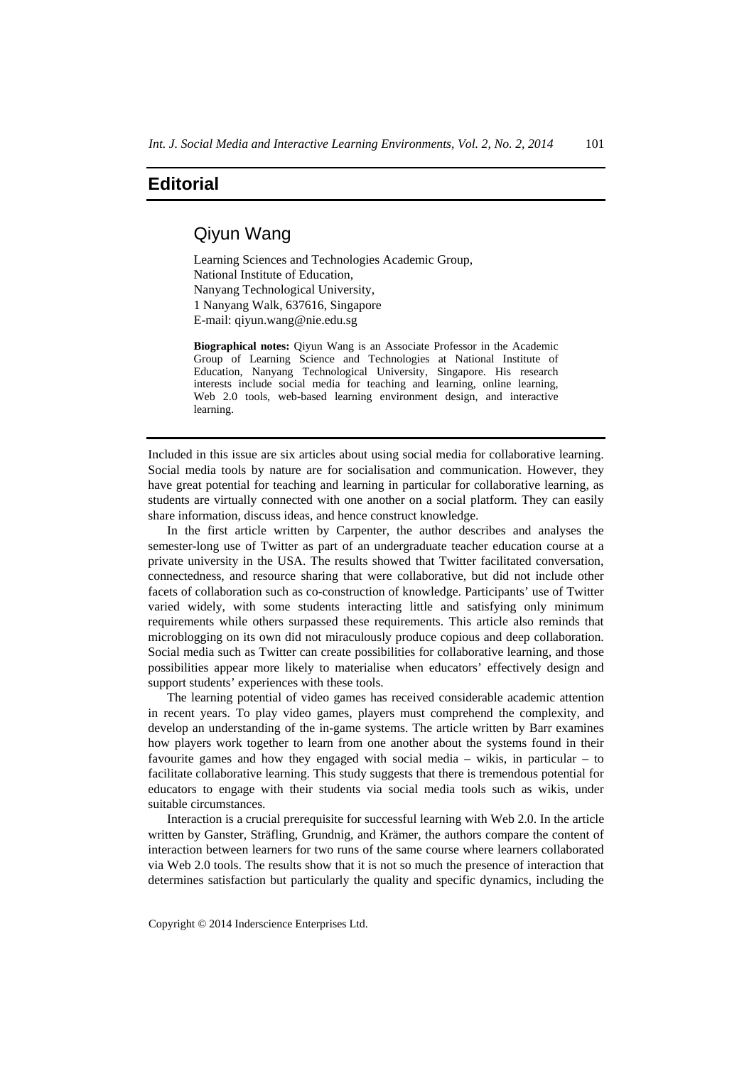# Editorial

## Qiyun Wang

Learning Sciences and Technologies Academic Group,
National Institute of Education,
Nanyang Technological University,
1 Nanyang Walk, 637616, Singapore
E-mail: qiyun.wang@nie.edu.sg

**Biographical notes:** Qiyun Wang is an Associate Professor in the Academic Group of Learning Science and Technologies at National Institute of Education, Nanyang Technological University, Singapore. His research interests include social media for teaching and learning, online learning, Web 2.0 tools, web-based learning environment design, and interactive learning.

---

Included in this issue are six articles about using social media for collaborative learning. Social media tools by nature are for socialisation and communication. However, they have great potential for teaching and learning in particular for collaborative learning, as students are virtually connected with one another on a social platform. They can easily share information, discuss ideas, and hence construct knowledge.

In the first article written by Carpenter, the author describes and analyses the semester-long use of Twitter as part of an undergraduate teacher education course at a private university in the USA. The results showed that Twitter facilitated conversation, connectedness, and resource sharing that were collaborative, but did not include other facets of collaboration such as co-construction of knowledge. Participants' use of Twitter varied widely, with some students interacting little and satisfying only minimum requirements while others surpassed these requirements. This article also reminds that microblogging on its own did not miraculously produce copious and deep collaboration. Social media such as Twitter can create possibilities for collaborative learning, and those possibilities appear more likely to materialise when educators' effectively design and support students' experiences with these tools.

The learning potential of video games has received considerable academic attention in recent years. To play video games, players must comprehend the complexity, and develop an understanding of the in-game systems. The article written by Barr examines how players work together to learn from one another about the systems found in their favourite games and how they engaged with social media – wikis, in particular – to facilitate collaborative learning. This study suggests that there is tremendous potential for educators to engage with their students via social media tools such as wikis, under suitable circumstances.

Interaction is a crucial prerequisite for successful learning with Web 2.0. In the article written by Ganster, Sträfling, Grundnig, and Krämer, the authors compare the content of interaction between learners for two runs of the same course where learners collaborated via Web 2.0 tools. The results show that it is not so much the presence of interaction that determines satisfaction but particularly the quality and specific dynamics, including the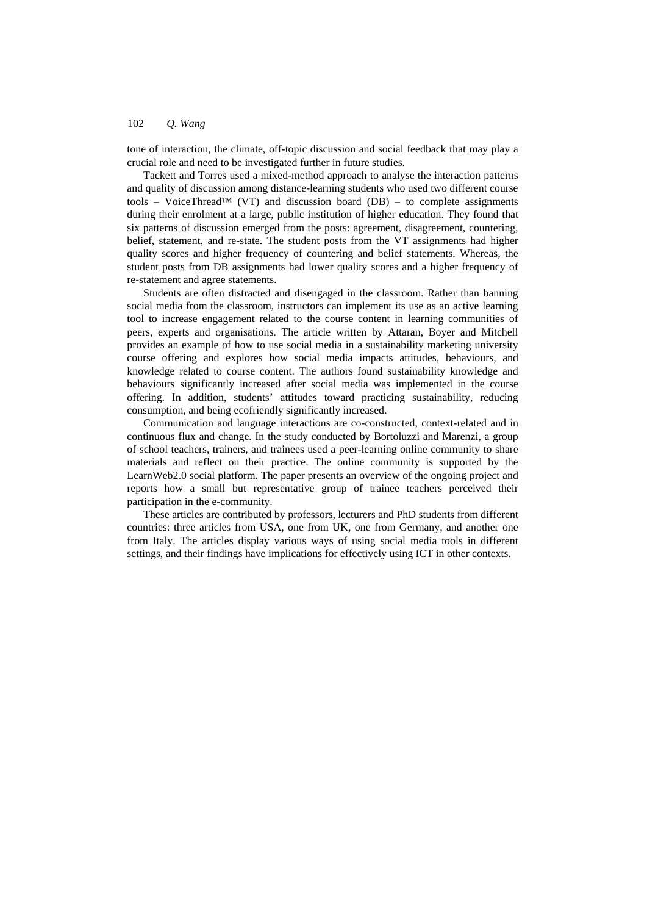tone of interaction, the climate, off-topic discussion and social feedback that may play a crucial role and need to be investigated further in future studies.

Tackett and Torres used a mixed-method approach to analyse the interaction patterns and quality of discussion among distance-learning students who used two different course tools – VoiceThread™ (VT) and discussion board (DB) – to complete assignments during their enrolment at a large, public institution of higher education. They found that six patterns of discussion emerged from the posts: agreement, disagreement, countering, belief, statement, and re-state. The student posts from the VT assignments had higher quality scores and higher frequency of countering and belief statements. Whereas, the student posts from DB assignments had lower quality scores and a higher frequency of re-statement and agree statements.

Students are often distracted and disengaged in the classroom. Rather than banning social media from the classroom, instructors can implement its use as an active learning tool to increase engagement related to the course content in learning communities of peers, experts and organisations. The article written by Attaran, Boyer and Mitchell provides an example of how to use social media in a sustainability marketing university course offering and explores how social media impacts attitudes, behaviours, and knowledge related to course content. The authors found sustainability knowledge and behaviours significantly increased after social media was implemented in the course offering. In addition, students' attitudes toward practicing sustainability, reducing consumption, and being ecofriendly significantly increased.

Communication and language interactions are co-constructed, context-related and in continuous flux and change. In the study conducted by Bortoluzzi and Marenzi, a group of school teachers, trainers, and trainees used a peer-learning online community to share materials and reflect on their practice. The online community is supported by the LearnWeb2.0 social platform. The paper presents an overview of the ongoing project and reports how a small but representative group of trainee teachers perceived their participation in the e-community.

These articles are contributed by professors, lecturers and PhD students from different countries: three articles from USA, one from UK, one from Germany, and another one from Italy. The articles display various ways of using social media tools in different settings, and their findings have implications for effectively using ICT in other contexts.